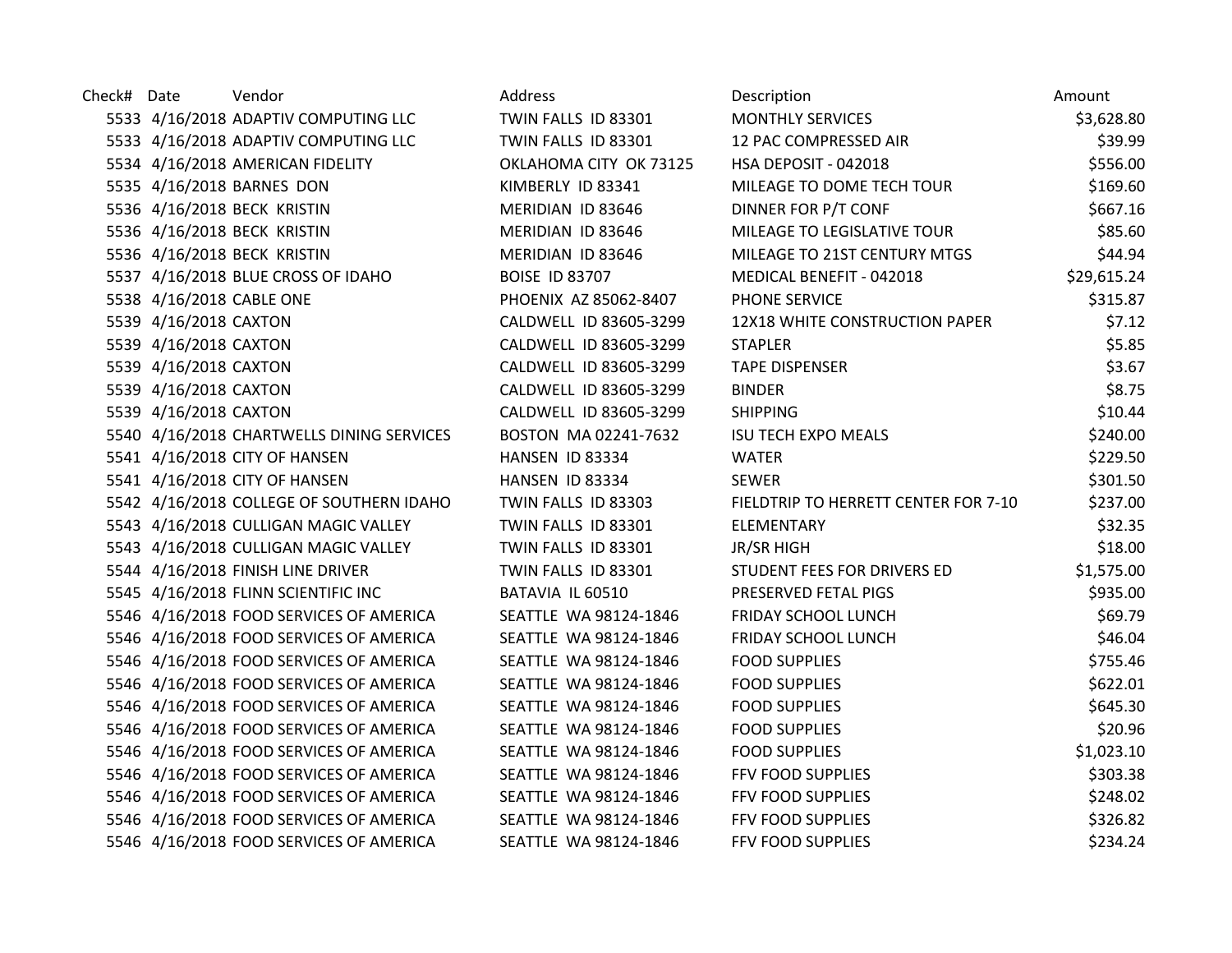| Check# | Date | Vendor | Address | Description | Amount |
|---|---|---|---|---|---|
| 5533 | 4/16/2018 | ADAPTIV COMPUTING LLC | TWIN FALLS ID 83301 | MONTHLY SERVICES | $3,628.80 |
| 5533 | 4/16/2018 | ADAPTIV COMPUTING LLC | TWIN FALLS ID 83301 | 12 PAC COMPRESSED AIR | $39.99 |
| 5534 | 4/16/2018 | AMERICAN FIDELITY | OKLAHOMA CITY OK 73125 | HSA DEPOSIT - 042018 | $556.00 |
| 5535 | 4/16/2018 | BARNES DON | KIMBERLY ID 83341 | MILEAGE TO DOME TECH TOUR | $169.60 |
| 5536 | 4/16/2018 | BECK KRISTIN | MERIDIAN ID 83646 | DINNER FOR P/T CONF | $667.16 |
| 5536 | 4/16/2018 | BECK KRISTIN | MERIDIAN ID 83646 | MILEAGE TO LEGISLATIVE TOUR | $85.60 |
| 5536 | 4/16/2018 | BECK KRISTIN | MERIDIAN ID 83646 | MILEAGE TO 21ST CENTURY MTGS | $44.94 |
| 5537 | 4/16/2018 | BLUE CROSS OF IDAHO | BOISE ID 83707 | MEDICAL BENEFIT - 042018 | $29,615.24 |
| 5538 | 4/16/2018 | CABLE ONE | PHOENIX AZ 85062-8407 | PHONE SERVICE | $315.87 |
| 5539 | 4/16/2018 | CAXTON | CALDWELL ID 83605-3299 | 12X18 WHITE CONSTRUCTION PAPER | $7.12 |
| 5539 | 4/16/2018 | CAXTON | CALDWELL ID 83605-3299 | STAPLER | $5.85 |
| 5539 | 4/16/2018 | CAXTON | CALDWELL ID 83605-3299 | TAPE DISPENSER | $3.67 |
| 5539 | 4/16/2018 | CAXTON | CALDWELL ID 83605-3299 | BINDER | $8.75 |
| 5539 | 4/16/2018 | CAXTON | CALDWELL ID 83605-3299 | SHIPPING | $10.44 |
| 5540 | 4/16/2018 | CHARTWELLS DINING SERVICES | BOSTON MA 02241-7632 | ISU TECH EXPO MEALS | $240.00 |
| 5541 | 4/16/2018 | CITY OF HANSEN | HANSEN ID 83334 | WATER | $229.50 |
| 5541 | 4/16/2018 | CITY OF HANSEN | HANSEN ID 83334 | SEWER | $301.50 |
| 5542 | 4/16/2018 | COLLEGE OF SOUTHERN IDAHO | TWIN FALLS ID 83303 | FIELDTRIP TO HERRETT CENTER FOR 7-10 | $237.00 |
| 5543 | 4/16/2018 | CULLIGAN MAGIC VALLEY | TWIN FALLS ID 83301 | ELEMENTARY | $32.35 |
| 5543 | 4/16/2018 | CULLIGAN MAGIC VALLEY | TWIN FALLS ID 83301 | JR/SR HIGH | $18.00 |
| 5544 | 4/16/2018 | FINISH LINE DRIVER | TWIN FALLS ID 83301 | STUDENT FEES FOR DRIVERS ED | $1,575.00 |
| 5545 | 4/16/2018 | FLINN SCIENTIFIC INC | BATAVIA IL 60510 | PRESERVED FETAL PIGS | $935.00 |
| 5546 | 4/16/2018 | FOOD SERVICES OF AMERICA | SEATTLE WA 98124-1846 | FRIDAY SCHOOL LUNCH | $69.79 |
| 5546 | 4/16/2018 | FOOD SERVICES OF AMERICA | SEATTLE WA 98124-1846 | FRIDAY SCHOOL LUNCH | $46.04 |
| 5546 | 4/16/2018 | FOOD SERVICES OF AMERICA | SEATTLE WA 98124-1846 | FOOD SUPPLIES | $755.46 |
| 5546 | 4/16/2018 | FOOD SERVICES OF AMERICA | SEATTLE WA 98124-1846 | FOOD SUPPLIES | $622.01 |
| 5546 | 4/16/2018 | FOOD SERVICES OF AMERICA | SEATTLE WA 98124-1846 | FOOD SUPPLIES | $645.30 |
| 5546 | 4/16/2018 | FOOD SERVICES OF AMERICA | SEATTLE WA 98124-1846 | FOOD SUPPLIES | $20.96 |
| 5546 | 4/16/2018 | FOOD SERVICES OF AMERICA | SEATTLE WA 98124-1846 | FOOD SUPPLIES | $1,023.10 |
| 5546 | 4/16/2018 | FOOD SERVICES OF AMERICA | SEATTLE WA 98124-1846 | FFV FOOD SUPPLIES | $303.38 |
| 5546 | 4/16/2018 | FOOD SERVICES OF AMERICA | SEATTLE WA 98124-1846 | FFV FOOD SUPPLIES | $248.02 |
| 5546 | 4/16/2018 | FOOD SERVICES OF AMERICA | SEATTLE WA 98124-1846 | FFV FOOD SUPPLIES | $326.82 |
| 5546 | 4/16/2018 | FOOD SERVICES OF AMERICA | SEATTLE WA 98124-1846 | FFV FOOD SUPPLIES | $234.24 |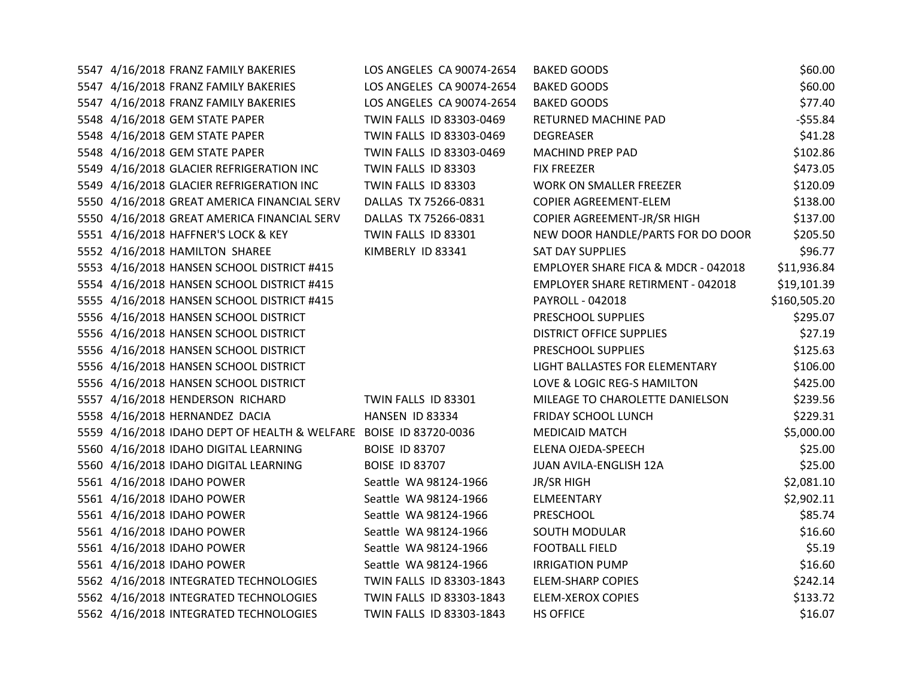| | | | | | |
|---|---|---|---|---|---|
| 5547 | 4/16/2018 | FRANZ FAMILY BAKERIES | LOS ANGELES CA 90074-2654 | BAKED GOODS | $60.00 |
| 5547 | 4/16/2018 | FRANZ FAMILY BAKERIES | LOS ANGELES CA 90074-2654 | BAKED GOODS | $60.00 |
| 5547 | 4/16/2018 | FRANZ FAMILY BAKERIES | LOS ANGELES CA 90074-2654 | BAKED GOODS | $77.40 |
| 5548 | 4/16/2018 | GEM STATE PAPER | TWIN FALLS ID 83303-0469 | RETURNED MACHINE PAD | -$55.84 |
| 5548 | 4/16/2018 | GEM STATE PAPER | TWIN FALLS ID 83303-0469 | DEGREASER | $41.28 |
| 5548 | 4/16/2018 | GEM STATE PAPER | TWIN FALLS ID 83303-0469 | MACHIND PREP PAD | $102.86 |
| 5549 | 4/16/2018 | GLACIER REFRIGERATION INC | TWIN FALLS ID 83303 | FIX FREEZER | $473.05 |
| 5549 | 4/16/2018 | GLACIER REFRIGERATION INC | TWIN FALLS ID 83303 | WORK ON SMALLER FREEZER | $120.09 |
| 5550 | 4/16/2018 | GREAT AMERICA FINANCIAL SERV | DALLAS TX 75266-0831 | COPIER AGREEMENT-ELEM | $138.00 |
| 5550 | 4/16/2018 | GREAT AMERICA FINANCIAL SERV | DALLAS TX 75266-0831 | COPIER AGREEMENT-JR/SR HIGH | $137.00 |
| 5551 | 4/16/2018 | HAFFNER'S LOCK & KEY | TWIN FALLS ID 83301 | NEW DOOR HANDLE/PARTS FOR DO DOOR | $205.50 |
| 5552 | 4/16/2018 | HAMILTON SHAREE | KIMBERLY ID 83341 | SAT DAY SUPPLIES | $96.77 |
| 5553 | 4/16/2018 | HANSEN SCHOOL DISTRICT #415 | | EMPLOYER SHARE FICA & MDCR - 042018 | $11,936.84 |
| 5554 | 4/16/2018 | HANSEN SCHOOL DISTRICT #415 | | EMPLOYER SHARE RETIRMENT - 042018 | $19,101.39 |
| 5555 | 4/16/2018 | HANSEN SCHOOL DISTRICT #415 | | PAYROLL - 042018 | $160,505.20 |
| 5556 | 4/16/2018 | HANSEN SCHOOL DISTRICT | | PRESCHOOL SUPPLIES | $295.07 |
| 5556 | 4/16/2018 | HANSEN SCHOOL DISTRICT | | DISTRICT OFFICE SUPPLIES | $27.19 |
| 5556 | 4/16/2018 | HANSEN SCHOOL DISTRICT | | PRESCHOOL SUPPLIES | $125.63 |
| 5556 | 4/16/2018 | HANSEN SCHOOL DISTRICT | | LIGHT BALLASTES FOR ELEMENTARY | $106.00 |
| 5556 | 4/16/2018 | HANSEN SCHOOL DISTRICT | | LOVE & LOGIC REG-S HAMILTON | $425.00 |
| 5557 | 4/16/2018 | HENDERSON RICHARD | TWIN FALLS ID 83301 | MILEAGE TO CHAROLETTE DANIELSON | $239.56 |
| 5558 | 4/16/2018 | HERNANDEZ DACIA | HANSEN ID 83334 | FRIDAY SCHOOL LUNCH | $229.31 |
| 5559 | 4/16/2018 | IDAHO DEPT OF HEALTH & WELFARE | BOISE ID 83720-0036 | MEDICAID MATCH | $5,000.00 |
| 5560 | 4/16/2018 | IDAHO DIGITAL LEARNING | BOISE ID 83707 | ELENA OJEDA-SPEECH | $25.00 |
| 5560 | 4/16/2018 | IDAHO DIGITAL LEARNING | BOISE ID 83707 | JUAN AVILA-ENGLISH 12A | $25.00 |
| 5561 | 4/16/2018 | IDAHO POWER | Seattle WA 98124-1966 | JR/SR HIGH | $2,081.10 |
| 5561 | 4/16/2018 | IDAHO POWER | Seattle WA 98124-1966 | ELMEENTARY | $2,902.11 |
| 5561 | 4/16/2018 | IDAHO POWER | Seattle WA 98124-1966 | PRESCHOOL | $85.74 |
| 5561 | 4/16/2018 | IDAHO POWER | Seattle WA 98124-1966 | SOUTH MODULAR | $16.60 |
| 5561 | 4/16/2018 | IDAHO POWER | Seattle WA 98124-1966 | FOOTBALL FIELD | $5.19 |
| 5561 | 4/16/2018 | IDAHO POWER | Seattle WA 98124-1966 | IRRIGATION PUMP | $16.60 |
| 5562 | 4/16/2018 | INTEGRATED TECHNOLOGIES | TWIN FALLS ID 83303-1843 | ELEM-SHARP COPIES | $242.14 |
| 5562 | 4/16/2018 | INTEGRATED TECHNOLOGIES | TWIN FALLS ID 83303-1843 | ELEM-XEROX COPIES | $133.72 |
| 5562 | 4/16/2018 | INTEGRATED TECHNOLOGIES | TWIN FALLS ID 83303-1843 | HS OFFICE | $16.07 |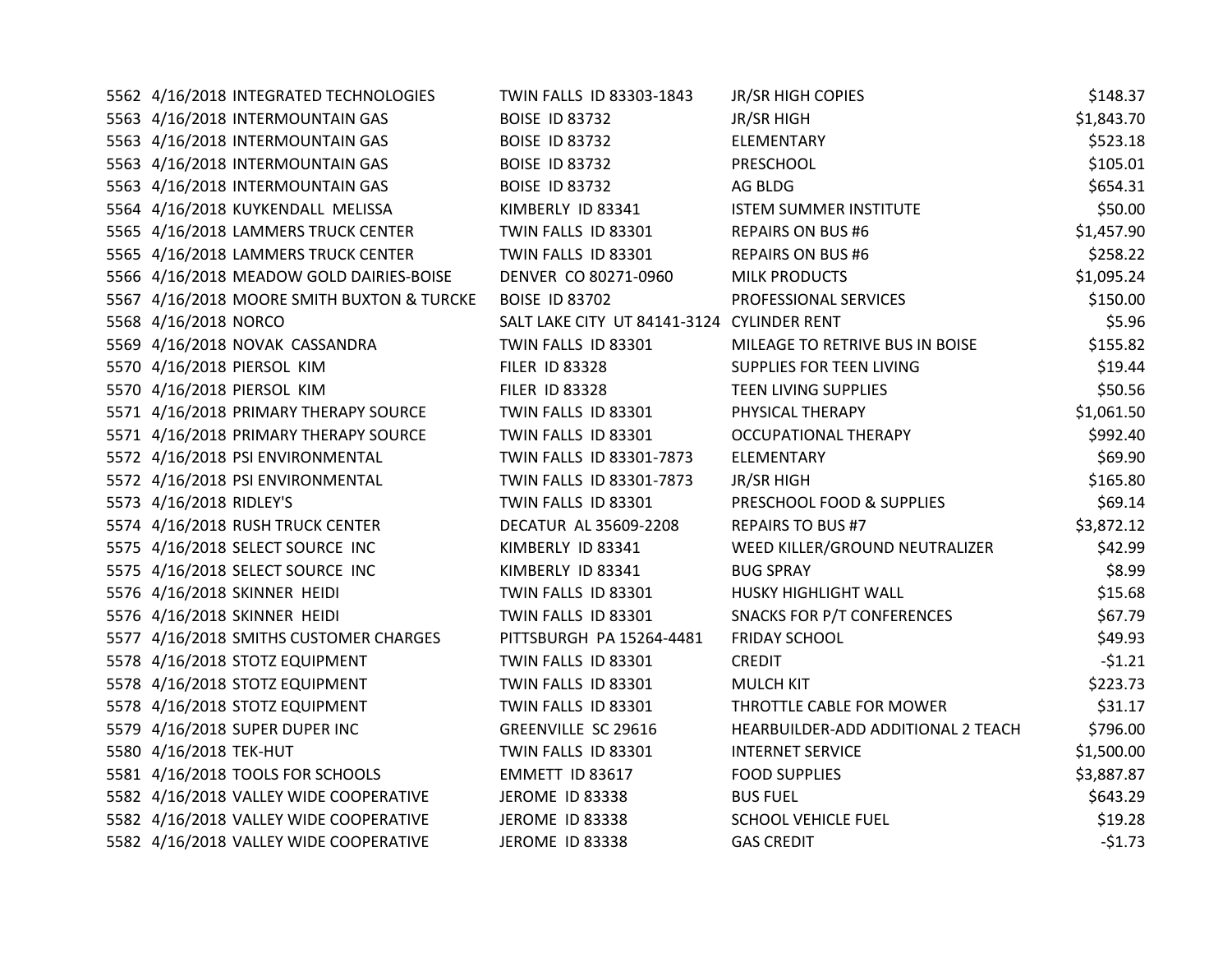| | | | | | |
|---|---|---|---|---|---|
| 5562 | 4/16/2018 | INTEGRATED TECHNOLOGIES | TWIN FALLS ID 83303-1843 | JR/SR HIGH COPIES | $148.37 |
| 5563 | 4/16/2018 | INTERMOUNTAIN GAS | BOISE ID 83732 | JR/SR HIGH | $1,843.70 |
| 5563 | 4/16/2018 | INTERMOUNTAIN GAS | BOISE ID 83732 | ELEMENTARY | $523.18 |
| 5563 | 4/16/2018 | INTERMOUNTAIN GAS | BOISE ID 83732 | PRESCHOOL | $105.01 |
| 5563 | 4/16/2018 | INTERMOUNTAIN GAS | BOISE ID 83732 | AG BLDG | $654.31 |
| 5564 | 4/16/2018 | KUYKENDALL MELISSA | KIMBERLY ID 83341 | ISTEM SUMMER INSTITUTE | $50.00 |
| 5565 | 4/16/2018 | LAMMERS TRUCK CENTER | TWIN FALLS ID 83301 | REPAIRS ON BUS #6 | $1,457.90 |
| 5565 | 4/16/2018 | LAMMERS TRUCK CENTER | TWIN FALLS ID 83301 | REPAIRS ON BUS #6 | $258.22 |
| 5566 | 4/16/2018 | MEADOW GOLD DAIRIES-BOISE | DENVER CO 80271-0960 | MILK PRODUCTS | $1,095.24 |
| 5567 | 4/16/2018 | MOORE SMITH BUXTON & TURCKE | BOISE ID 83702 | PROFESSIONAL SERVICES | $150.00 |
| 5568 | 4/16/2018 | NORCO | SALT LAKE CITY UT 84141-3124 | CYLINDER RENT | $5.96 |
| 5569 | 4/16/2018 | NOVAK CASSANDRA | TWIN FALLS ID 83301 | MILEAGE TO RETRIVE BUS IN BOISE | $155.82 |
| 5570 | 4/16/2018 | PIERSOL KIM | FILER ID 83328 | SUPPLIES FOR TEEN LIVING | $19.44 |
| 5570 | 4/16/2018 | PIERSOL KIM | FILER ID 83328 | TEEN LIVING SUPPLIES | $50.56 |
| 5571 | 4/16/2018 | PRIMARY THERAPY SOURCE | TWIN FALLS ID 83301 | PHYSICAL THERAPY | $1,061.50 |
| 5571 | 4/16/2018 | PRIMARY THERAPY SOURCE | TWIN FALLS ID 83301 | OCCUPATIONAL THERAPY | $992.40 |
| 5572 | 4/16/2018 | PSI ENVIRONMENTAL | TWIN FALLS ID 83301-7873 | ELEMENTARY | $69.90 |
| 5572 | 4/16/2018 | PSI ENVIRONMENTAL | TWIN FALLS ID 83301-7873 | JR/SR HIGH | $165.80 |
| 5573 | 4/16/2018 | RIDLEY'S | TWIN FALLS ID 83301 | PRESCHOOL FOOD & SUPPLIES | $69.14 |
| 5574 | 4/16/2018 | RUSH TRUCK CENTER | DECATUR AL 35609-2208 | REPAIRS TO BUS #7 | $3,872.12 |
| 5575 | 4/16/2018 | SELECT SOURCE INC | KIMBERLY ID 83341 | WEED KILLER/GROUND NEUTRALIZER | $42.99 |
| 5575 | 4/16/2018 | SELECT SOURCE INC | KIMBERLY ID 83341 | BUG SPRAY | $8.99 |
| 5576 | 4/16/2018 | SKINNER HEIDI | TWIN FALLS ID 83301 | HUSKY HIGHLIGHT WALL | $15.68 |
| 5576 | 4/16/2018 | SKINNER HEIDI | TWIN FALLS ID 83301 | SNACKS FOR P/T CONFERENCES | $67.79 |
| 5577 | 4/16/2018 | SMITHS CUSTOMER CHARGES | PITTSBURGH PA 15264-4481 | FRIDAY SCHOOL | $49.93 |
| 5578 | 4/16/2018 | STOTZ EQUIPMENT | TWIN FALLS ID 83301 | CREDIT | -$1.21 |
| 5578 | 4/16/2018 | STOTZ EQUIPMENT | TWIN FALLS ID 83301 | MULCH KIT | $223.73 |
| 5578 | 4/16/2018 | STOTZ EQUIPMENT | TWIN FALLS ID 83301 | THROTTLE CABLE FOR MOWER | $31.17 |
| 5579 | 4/16/2018 | SUPER DUPER INC | GREENVILLE SC 29616 | HEARBUILDER-ADD ADDITIONAL 2 TEACH | $796.00 |
| 5580 | 4/16/2018 | TEK-HUT | TWIN FALLS ID 83301 | INTERNET SERVICE | $1,500.00 |
| 5581 | 4/16/2018 | TOOLS FOR SCHOOLS | EMMETT ID 83617 | FOOD SUPPLIES | $3,887.87 |
| 5582 | 4/16/2018 | VALLEY WIDE COOPERATIVE | JEROME ID 83338 | BUS FUEL | $643.29 |
| 5582 | 4/16/2018 | VALLEY WIDE COOPERATIVE | JEROME ID 83338 | SCHOOL VEHICLE FUEL | $19.28 |
| 5582 | 4/16/2018 | VALLEY WIDE COOPERATIVE | JEROME ID 83338 | GAS CREDIT | -$1.73 |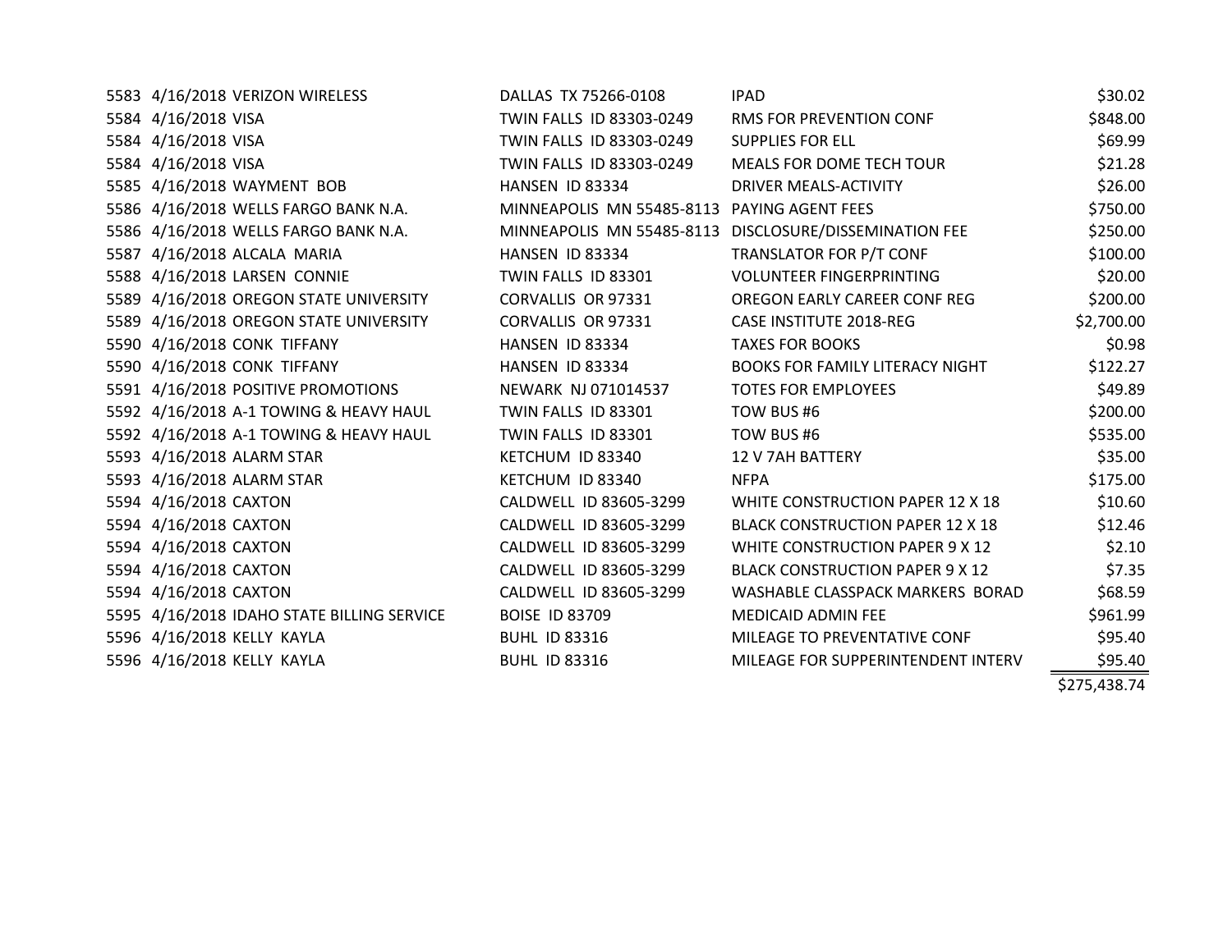| | | | | | |
|---|---|---|---|---|---|
| 5583 | 4/16/2018 | VERIZON WIRELESS | DALLAS TX 75266-0108 | IPAD | $30.02 |
| 5584 | 4/16/2018 | VISA | TWIN FALLS ID 83303-0249 | RMS FOR PREVENTION CONF | $848.00 |
| 5584 | 4/16/2018 | VISA | TWIN FALLS ID 83303-0249 | SUPPLIES FOR ELL | $69.99 |
| 5584 | 4/16/2018 | VISA | TWIN FALLS ID 83303-0249 | MEALS FOR DOME TECH TOUR | $21.28 |
| 5585 | 4/16/2018 | WAYMENT BOB | HANSEN ID 83334 | DRIVER MEALS-ACTIVITY | $26.00 |
| 5586 | 4/16/2018 | WELLS FARGO BANK N.A. | MINNEAPOLIS MN 55485-8113 | PAYING AGENT FEES | $750.00 |
| 5586 | 4/16/2018 | WELLS FARGO BANK N.A. | MINNEAPOLIS MN 55485-8113 | DISCLOSURE/DISSEMINATION FEE | $250.00 |
| 5587 | 4/16/2018 | ALCALA MARIA | HANSEN ID 83334 | TRANSLATOR FOR P/T CONF | $100.00 |
| 5588 | 4/16/2018 | LARSEN CONNIE | TWIN FALLS ID 83301 | VOLUNTEER FINGERPRINTING | $20.00 |
| 5589 | 4/16/2018 | OREGON STATE UNIVERSITY | CORVALLIS OR 97331 | OREGON EARLY CAREER CONF REG | $200.00 |
| 5589 | 4/16/2018 | OREGON STATE UNIVERSITY | CORVALLIS OR 97331 | CASE INSTITUTE 2018-REG | $2,700.00 |
| 5590 | 4/16/2018 | CONK TIFFANY | HANSEN ID 83334 | TAXES FOR BOOKS | $0.98 |
| 5590 | 4/16/2018 | CONK TIFFANY | HANSEN ID 83334 | BOOKS FOR FAMILY LITERACY NIGHT | $122.27 |
| 5591 | 4/16/2018 | POSITIVE PROMOTIONS | NEWARK NJ 071014537 | TOTES FOR EMPLOYEES | $49.89 |
| 5592 | 4/16/2018 | A-1 TOWING & HEAVY HAUL | TWIN FALLS ID 83301 | TOW BUS #6 | $200.00 |
| 5592 | 4/16/2018 | A-1 TOWING & HEAVY HAUL | TWIN FALLS ID 83301 | TOW BUS #6 | $535.00 |
| 5593 | 4/16/2018 | ALARM STAR | KETCHUM ID 83340 | 12 V 7AH BATTERY | $35.00 |
| 5593 | 4/16/2018 | ALARM STAR | KETCHUM ID 83340 | NFPA | $175.00 |
| 5594 | 4/16/2018 | CAXTON | CALDWELL ID 83605-3299 | WHITE CONSTRUCTION PAPER 12 X 18 | $10.60 |
| 5594 | 4/16/2018 | CAXTON | CALDWELL ID 83605-3299 | BLACK CONSTRUCTION PAPER 12 X 18 | $12.46 |
| 5594 | 4/16/2018 | CAXTON | CALDWELL ID 83605-3299 | WHITE CONSTRUCTION PAPER 9 X 12 | $2.10 |
| 5594 | 4/16/2018 | CAXTON | CALDWELL ID 83605-3299 | BLACK CONSTRUCTION PAPER 9 X 12 | $7.35 |
| 5594 | 4/16/2018 | CAXTON | CALDWELL ID 83605-3299 | WASHABLE CLASSPACK MARKERS BORAD | $68.59 |
| 5595 | 4/16/2018 | IDAHO STATE BILLING SERVICE | BOISE ID 83709 | MEDICAID ADMIN FEE | $961.99 |
| 5596 | 4/16/2018 | KELLY KAYLA | BUHL ID 83316 | MILEAGE TO PREVENTATIVE CONF | $95.40 |
| 5596 | 4/16/2018 | KELLY KAYLA | BUHL ID 83316 | MILEAGE FOR SUPPERINTENDENT INTERV | $95.40 |
| | | | | | $275,438.74 |